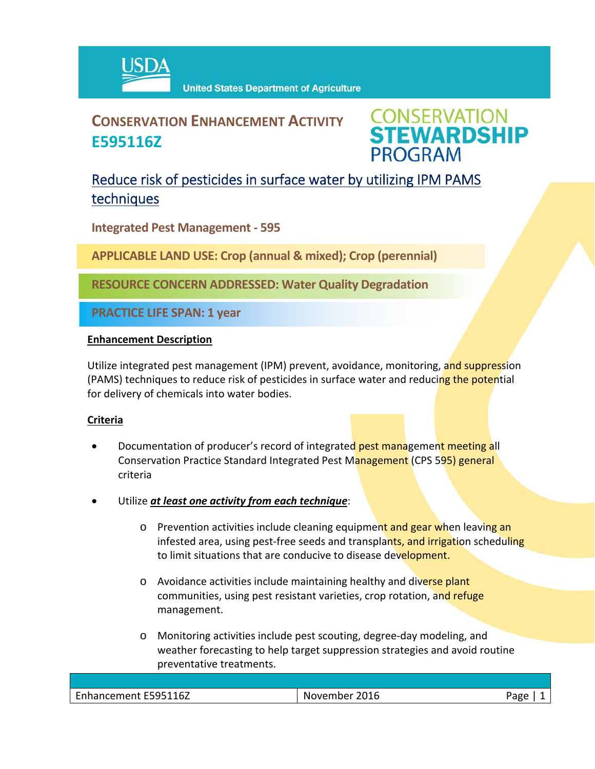USDA United States Department of Agriculture

# CONSERVATION ENHANCEMENT ACTIVITY E595116Z

CONSERVATION STEWARDSHIP PROGRAM

## Reduce risk of pesticides in surface water by utilizing IPM PAMS techniques

**Integrated Pest Management - 595**

**APPLICABLE LAND USE: Crop (annual & mixed); Crop (perennial)**

**RESOURCE CONCERN ADDRESSED: Water Quality Degradation**

**PRACTICE LIFE SPAN: 1 year**

### Enhancement Description

Utilize integrated pest management (IPM) prevent, avoidance, monitoring, and suppression (PAMS) techniques to reduce risk of pesticides in surface water and reducing the potential for delivery of chemicals into water bodies.

### Criteria

- Documentation of producer's record of integrated pest management meeting all Conservation Practice Standard Integrated Pest Management (CPS 595) general criteria
- Utilize ***at least one activity from each technique***:
  - Prevention activities include cleaning equipment and gear when leaving an infested area, using pest-free seeds and transplants, and irrigation scheduling to limit situations that are conducive to disease development.
  - Avoidance activities include maintaining healthy and diverse plant communities, using pest resistant varieties, crop rotation, and refuge management.
  - Monitoring activities include pest scouting, degree-day modeling, and weather forecasting to help target suppression strategies and avoid routine preventative treatments.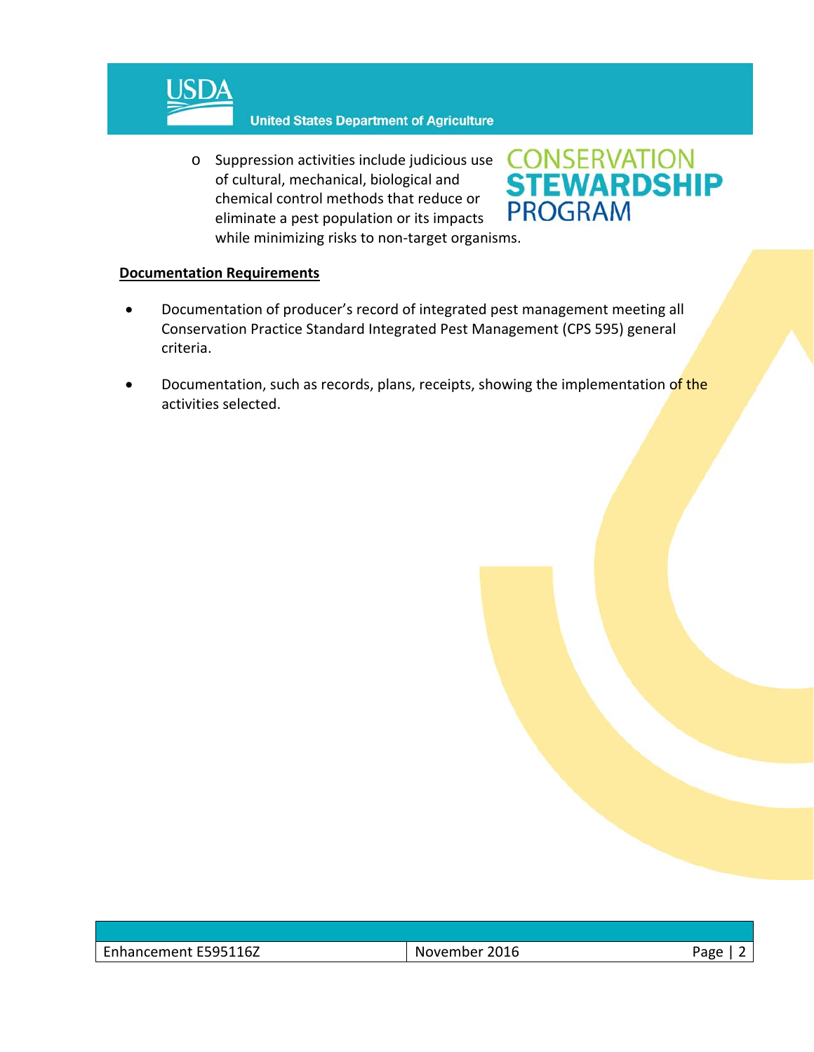- Suppression activities include judicious use of cultural, mechanical, biological and chemical control methods that reduce or eliminate a pest population or its impacts while minimizing risks to non-target organisms.

**Documentation Requirements**

- Documentation of producer's record of integrated pest management meeting all Conservation Practice Standard Integrated Pest Management (CPS 595) general criteria.
- Documentation, such as records, plans, receipts, showing the implementation of the activities selected.